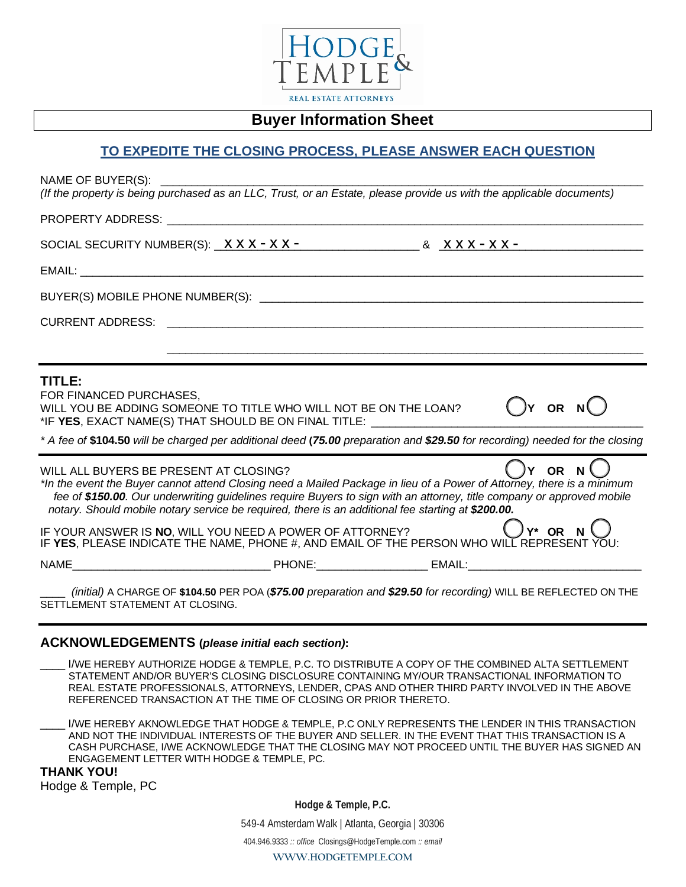HODGE & TEMPLE

REAL ESTATE ATTORNEYS

# Buyer Information Sheet

## TO EXPEDITE THE CLOSING PROCESS, PLEASE ANSWER EACH QUESTION

NAME OF BUYER(S): ______________________________________________________________

*(If the property is being purchased as an LLC, Trust, or an Estate, please provide us with the applicable documents)*

PROPERTY ADDRESS: ______________________________________________________________

SOCIAL SECURITY NUMBER(S): XXX-XX-__________________ & XXX-XX-__________________

EMAIL: ______________________________________________________________

BUYER(S) MOBILE PHONE NUMBER(S): ______________________________________________________________

CURRENT ADDRESS: ______________________________________________________________

______________________________________________________________

---

### TITLE:

FOR FINANCED PURCHASES,
WILL YOU BE ADDING SOMEONE TO TITLE WHO WILL NOT BE ON THE LOAN? ◯Y OR N◯
*IF **YES**, EXACT NAME(S) THAT SHOULD BE ON FINAL TITLE: ______________________________

*\* A fee of* **$104.50** *will be charged per additional deed* **(*75.00*** *preparation and* ***$29.50*** *for recording) needed for the closing*

---

WILL ALL BUYERS BE PRESENT AT CLOSING? ◯Y OR N◯

*\*In the event the Buyer cannot attend Closing need a Mailed Package in lieu of a Power of Attorney, there is a minimum fee of **$150.00**. Our underwriting guidelines require Buyers to sign with an attorney, title company or approved mobile notary. Should mobile notary service be required, there is an additional fee starting at **$200.00.***

IF YOUR ANSWER IS **NO**, WILL YOU NEED A POWER OF ATTORNEY? ◯Y* OR N◯
IF **YES**, PLEASE INDICATE THE NAME, PHONE #, AND EMAIL OF THE PERSON WHO WILL REPRESENT YOU:

NAME________________________________ PHONE:__________________ EMAIL:____________________________

____ *(initial)* A CHARGE OF **$104.50** PER POA (***$75.00*** *preparation and* ***$29.50*** *for recording)* WILL BE REFLECTED ON THE SETTLEMENT STATEMENT AT CLOSING.

---

### ACKNOWLEDGEMENTS (*please initial each section*):

____ I/WE HEREBY AUTHORIZE HODGE & TEMPLE, P.C. TO DISTRIBUTE A COPY OF THE COMBINED ALTA SETTLEMENT STATEMENT AND/OR BUYER'S CLOSING DISCLOSURE CONTAINING MY/OUR TRANSACTIONAL INFORMATION TO REAL ESTATE PROFESSIONALS, ATTORNEYS, LENDER, CPAS AND OTHER THIRD PARTY INVOLVED IN THE ABOVE REFERENCED TRANSACTION AT THE TIME OF CLOSING OR PRIOR THERETO.

____ I/WE HEREBY AKNOWLEDGE THAT HODGE & TEMPLE, P.C ONLY REPRESENTS THE LENDER IN THIS TRANSACTION AND NOT THE INDIVIDUAL INTERESTS OF THE BUYER AND SELLER. IN THE EVENT THAT THIS TRANSACTION IS A CASH PURCHASE, I/WE ACKNOWLEDGE THAT THE CLOSING MAY NOT PROCEED UNTIL THE BUYER HAS SIGNED AN ENGAGEMENT LETTER WITH HODGE & TEMPLE, PC.

**THANK YOU!**
Hodge & Temple, PC

**Hodge & Temple, P.C.**

549-4 Amsterdam Walk | Atlanta, Georgia | 30306

404.946.9333 :: *office* Closings@HodgeTemple.com :: *email*

**WWW.HODGETEMPLE.COM**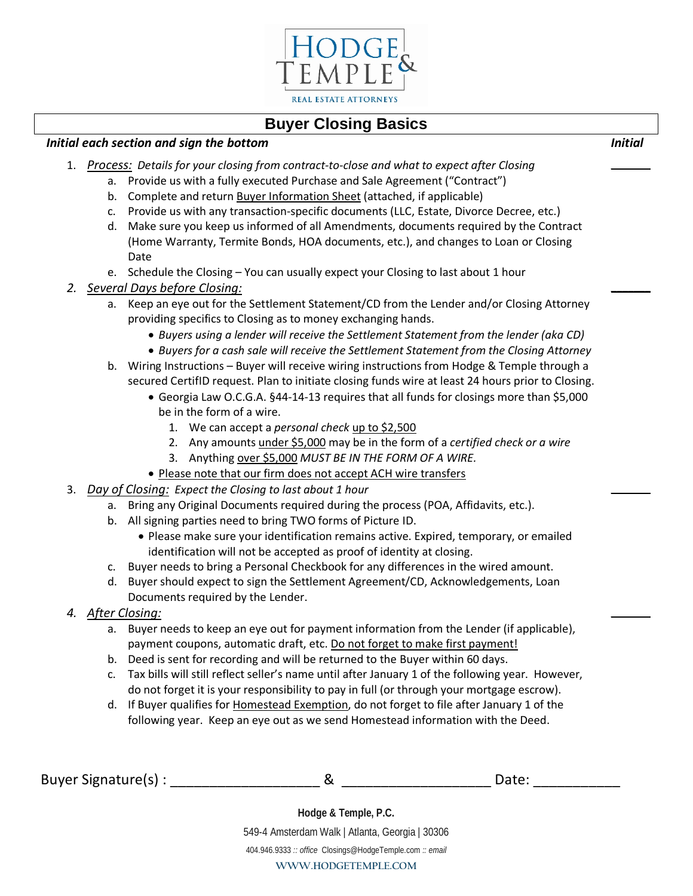HODGE & TEMPLE
REAL ESTATE ATTORNEYS

# Buyer Closing Basics

***Initial each section and sign the bottom*** — ***Initial***

1. *Process: Details for your closing from contract-to-close and what to expect after Closing* \_\_\_\_\_\_
   a. Provide us with a fully executed Purchase and Sale Agreement ("Contract")
   b. Complete and return Buyer Information Sheet (attached, if applicable)
   c. Provide us with any transaction-specific documents (LLC, Estate, Divorce Decree, etc.)
   d. Make sure you keep us informed of all Amendments, documents required by the Contract (Home Warranty, Termite Bonds, HOA documents, etc.), and changes to Loan or Closing Date
   e. Schedule the Closing – You can usually expect your Closing to last about 1 hour

2. *Several Days before Closing:* \_\_\_\_\_\_
   a. Keep an eye out for the Settlement Statement/CD from the Lender and/or Closing Attorney providing specifics to Closing as to money exchanging hands.
      - *Buyers using a lender will receive the Settlement Statement from the lender (aka CD)*
      - *Buyers for a cash sale will receive the Settlement Statement from the Closing Attorney*
   b. Wiring Instructions – Buyer will receive wiring instructions from Hodge & Temple through a secured CertifID request. Plan to initiate closing funds wire at least 24 hours prior to Closing.
      - Georgia Law O.C.G.A. §44-14-13 requires that all funds for closings more than $5,000 be in the form of a wire.
        1. We can accept a *personal check* up to $2,500
        2. Any amounts under $5,000 may be in the form of a *certified check or a wire*
        3. Anything over $5,000 *MUST BE IN THE FORM OF A WIRE.*
      - Please note that our firm does not accept ACH wire transfers

3. *Day of Closing: Expect the Closing to last about 1 hour* \_\_\_\_\_\_
   a. Bring any Original Documents required during the process (POA, Affidavits, etc.).
   b. All signing parties need to bring TWO forms of Picture ID.
      - Please make sure your identification remains active. Expired, temporary, or emailed identification will not be accepted as proof of identity at closing.
   c. Buyer needs to bring a Personal Checkbook for any differences in the wired amount.
   d. Buyer should expect to sign the Settlement Agreement/CD, Acknowledgements, Loan Documents required by the Lender.

4. *After Closing:* \_\_\_\_\_\_
   a. Buyer needs to keep an eye out for payment information from the Lender (if applicable), payment coupons, automatic draft, etc. Do not forget to make first payment!
   b. Deed is sent for recording and will be returned to the Buyer within 60 days.
   c. Tax bills will still reflect seller's name until after January 1 of the following year. However, do not forget it is your responsibility to pay in full (or through your mortgage escrow).
   d. If Buyer qualifies for Homestead Exemption, do not forget to file after January 1 of the following year. Keep an eye out as we send Homestead information with the Deed.

Buyer Signature(s) : \_\_\_\_\_\_\_\_\_\_\_\_\_\_\_\_\_\_\_\_ & \_\_\_\_\_\_\_\_\_\_\_\_\_\_\_\_\_\_\_\_ Date: \_\_\_\_\_\_\_\_\_\_\_\_

**Hodge & Temple, P.C.**

549-4 Amsterdam Walk | Atlanta, Georgia | 30306

404.946.9333 :: *office* Closings@HodgeTemple.com :: *email*

WWW.HODGETEMPLE.COM